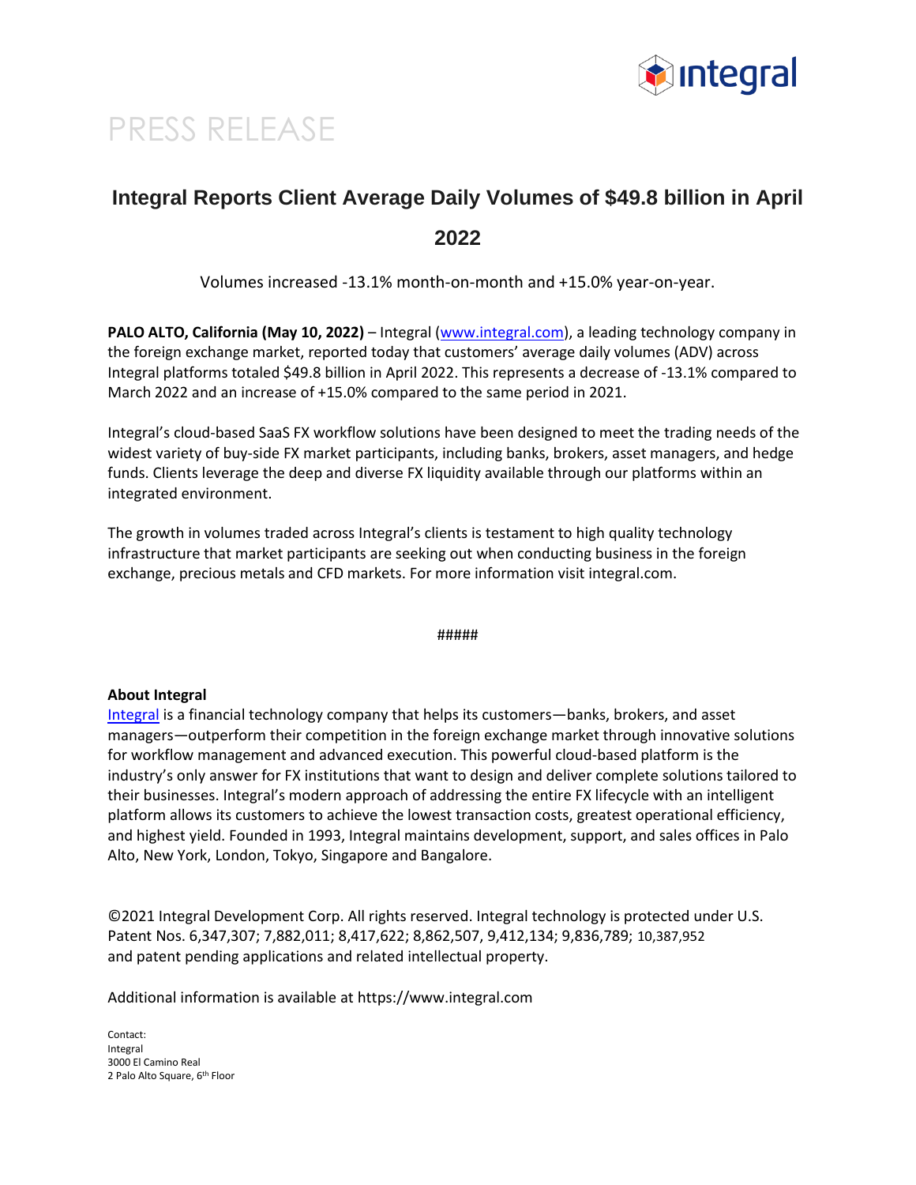PRESS RELEASE

# Integral Reports Client Average Daily Volumes of $49.8 billion in April 2022

Volumes increased -13.1% month-on-month and +15.0% year-on-year.

**PALO ALTO, California (May 10, 2022)** – Integral (www.integral.com), a leading technology company in the foreign exchange market, reported today that customers' average daily volumes (ADV) across Integral platforms totaled $49.8 billion in April 2022. This represents a decrease of -13.1% compared to March 2022 and an increase of +15.0% compared to the same period in 2021.

Integral's cloud-based SaaS FX workflow solutions have been designed to meet the trading needs of the widest variety of buy-side FX market participants, including banks, brokers, asset managers, and hedge funds. Clients leverage the deep and diverse FX liquidity available through our platforms within an integrated environment.

The growth in volumes traded across Integral's clients is testament to high quality technology infrastructure that market participants are seeking out when conducting business in the foreign exchange, precious metals and CFD markets. For more information visit integral.com.

#####

**About Integral**

Integral is a financial technology company that helps its customers—banks, brokers, and asset managers—outperform their competition in the foreign exchange market through innovative solutions for workflow management and advanced execution. This powerful cloud-based platform is the industry's only answer for FX institutions that want to design and deliver complete solutions tailored to their businesses. Integral's modern approach of addressing the entire FX lifecycle with an intelligent platform allows its customers to achieve the lowest transaction costs, greatest operational efficiency, and highest yield. Founded in 1993, Integral maintains development, support, and sales offices in Palo Alto, New York, London, Tokyo, Singapore and Bangalore.

©2021 Integral Development Corp. All rights reserved. Integral technology is protected under U.S. Patent Nos. 6,347,307; 7,882,011; 8,417,622; 8,862,507, 9,412,134; 9,836,789; 10,387,952 and patent pending applications and related intellectual property.

Additional information is available at https://www.integral.com

Contact:
Integral
3000 El Camino Real
2 Palo Alto Square, 6th Floor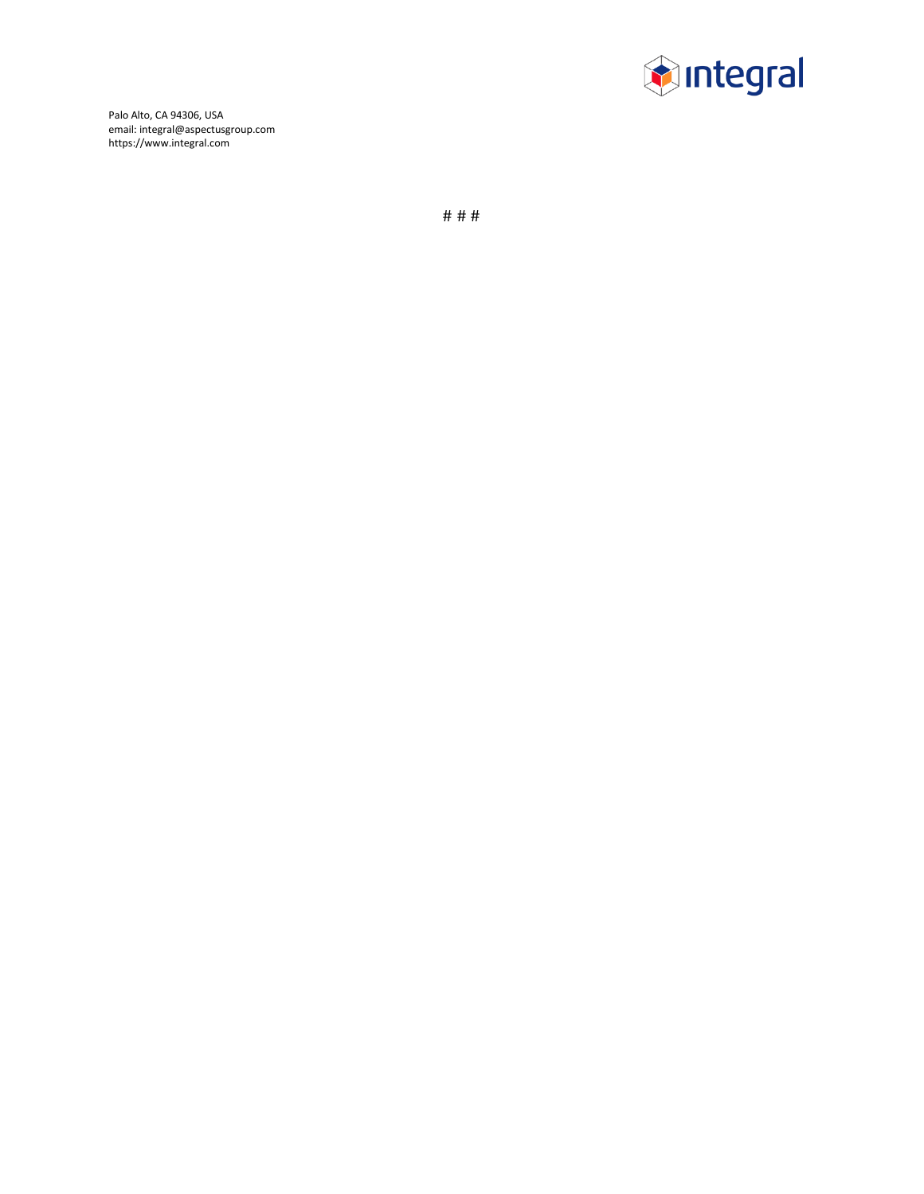Palo Alto, CA 94306, USA
email: integral@aspectusgroup.com
https://www.integral.com

# # #